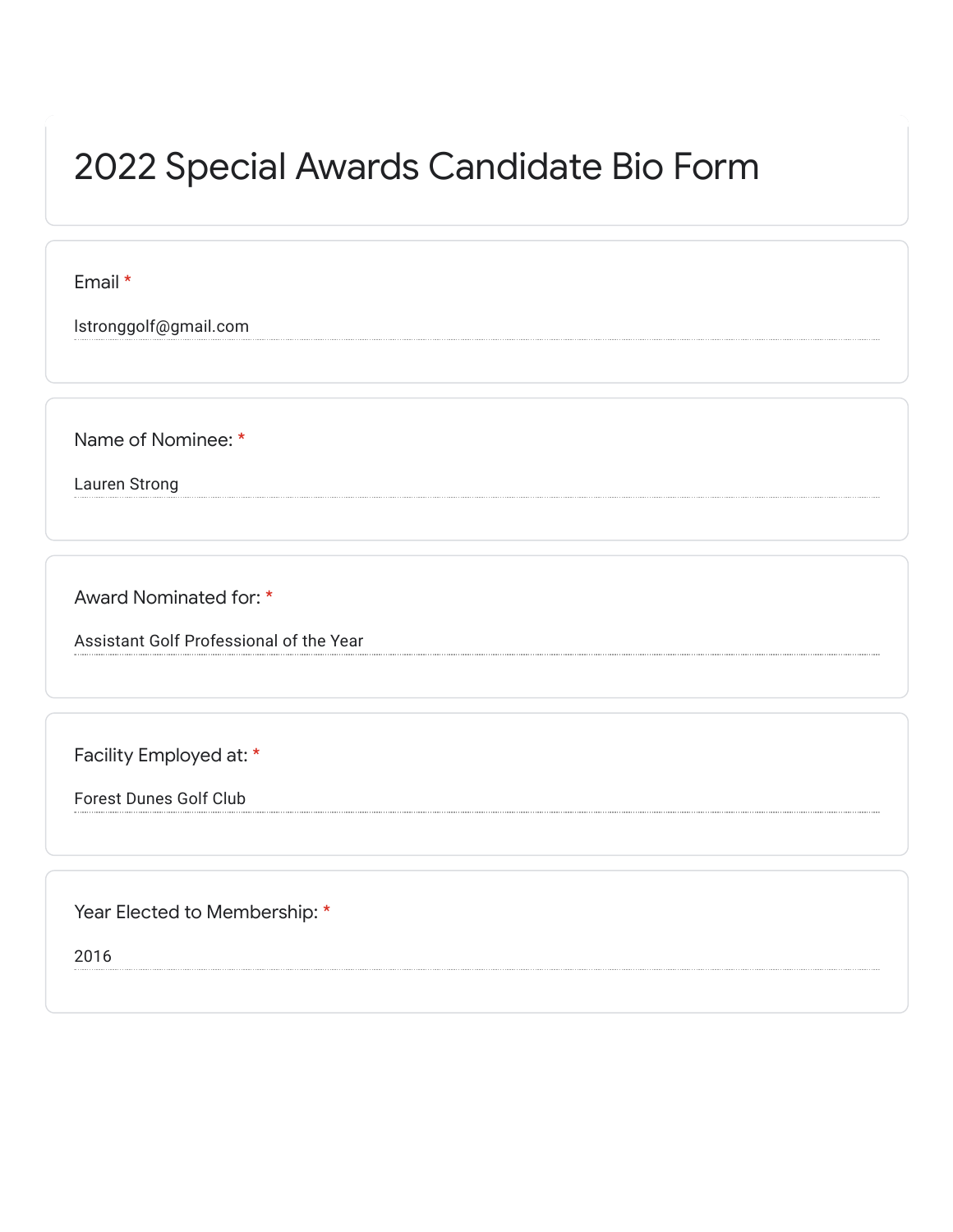# 2022 Special Awards Candidate Bio Form

Email *

lstronggolf@gmail.com

Name of Nominee: *

Lauren Strong

Award Nominated for: *

Assistant Golf Professional of the Year

Facility Employed at: *

Forest Dunes Golf Club

Year Elected to Membership: *

2016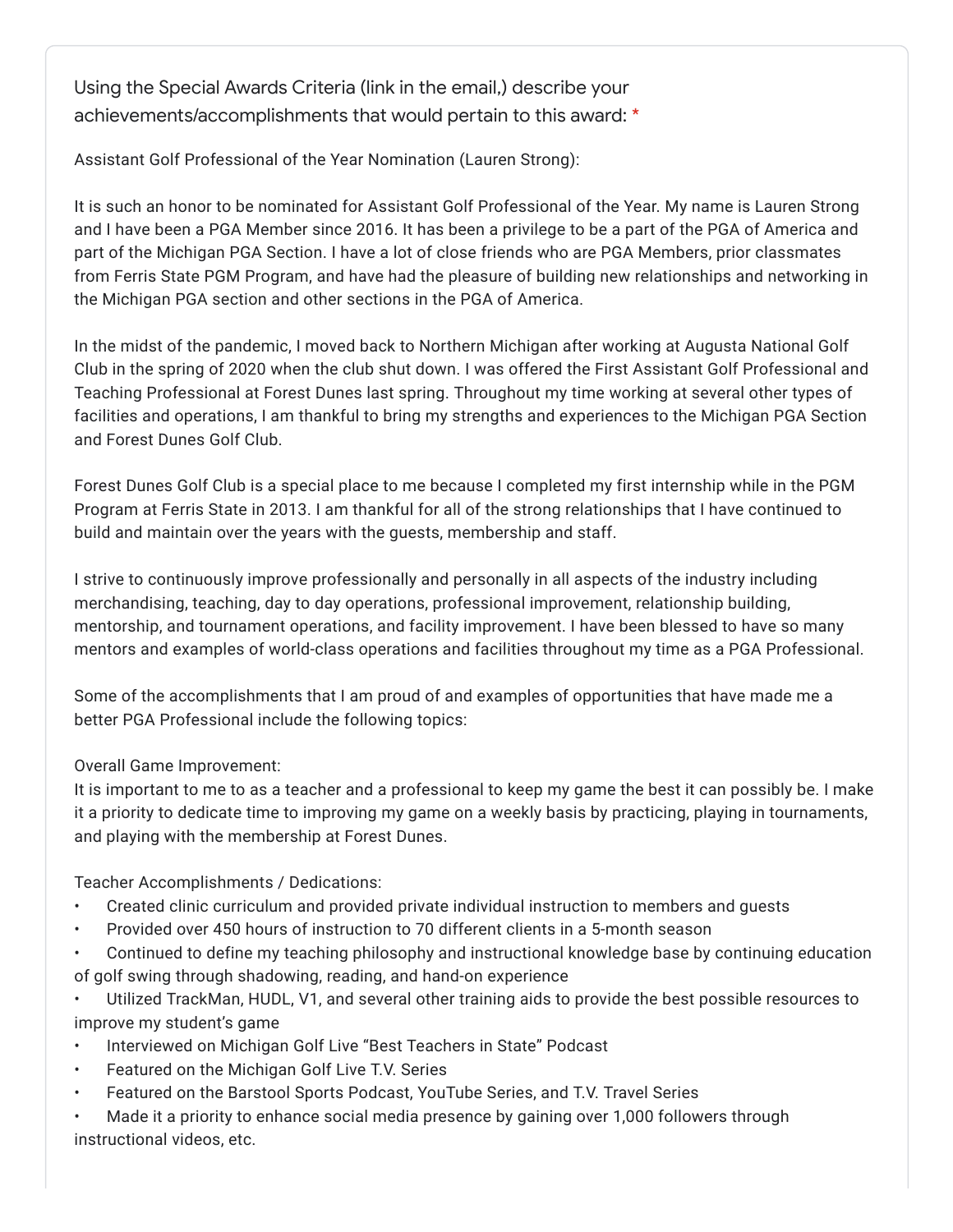Using the Special Awards Criteria (link in the email,) describe your achievements/accomplishments that would pertain to this award: *

Assistant Golf Professional of the Year Nomination (Lauren Strong):

It is such an honor to be nominated for Assistant Golf Professional of the Year. My name is Lauren Strong and I have been a PGA Member since 2016. It has been a privilege to be a part of the PGA of America and part of the Michigan PGA Section. I have a lot of close friends who are PGA Members, prior classmates from Ferris State PGM Program, and have had the pleasure of building new relationships and networking in the Michigan PGA section and other sections in the PGA of America.

In the midst of the pandemic, I moved back to Northern Michigan after working at Augusta National Golf Club in the spring of 2020 when the club shut down. I was offered the First Assistant Golf Professional and Teaching Professional at Forest Dunes last spring. Throughout my time working at several other types of facilities and operations, I am thankful to bring my strengths and experiences to the Michigan PGA Section and Forest Dunes Golf Club.

Forest Dunes Golf Club is a special place to me because I completed my first internship while in the PGM Program at Ferris State in 2013. I am thankful for all of the strong relationships that I have continued to build and maintain over the years with the guests, membership and staff.

I strive to continuously improve professionally and personally in all aspects of the industry including merchandising, teaching, day to day operations, professional improvement, relationship building, mentorship, and tournament operations, and facility improvement. I have been blessed to have so many mentors and examples of world-class operations and facilities throughout my time as a PGA Professional.

Some of the accomplishments that I am proud of and examples of opportunities that have made me a better PGA Professional include the following topics:

Overall Game Improvement:
It is important to me to as a teacher and a professional to keep my game the best it can possibly be. I make it a priority to dedicate time to improving my game on a weekly basis by practicing, playing in tournaments, and playing with the membership at Forest Dunes.

Teacher Accomplishments / Dedications:

- Created clinic curriculum and provided private individual instruction to members and guests
- Provided over 450 hours of instruction to 70 different clients in a 5-month season
- Continued to define my teaching philosophy and instructional knowledge base by continuing education of golf swing through shadowing, reading, and hand-on experience
- Utilized TrackMan, HUDL, V1, and several other training aids to provide the best possible resources to improve my student's game
- Interviewed on Michigan Golf Live "Best Teachers in State" Podcast
- Featured on the Michigan Golf Live T.V. Series
- Featured on the Barstool Sports Podcast, YouTube Series, and T.V. Travel Series
- Made it a priority to enhance social media presence by gaining over 1,000 followers through instructional videos, etc.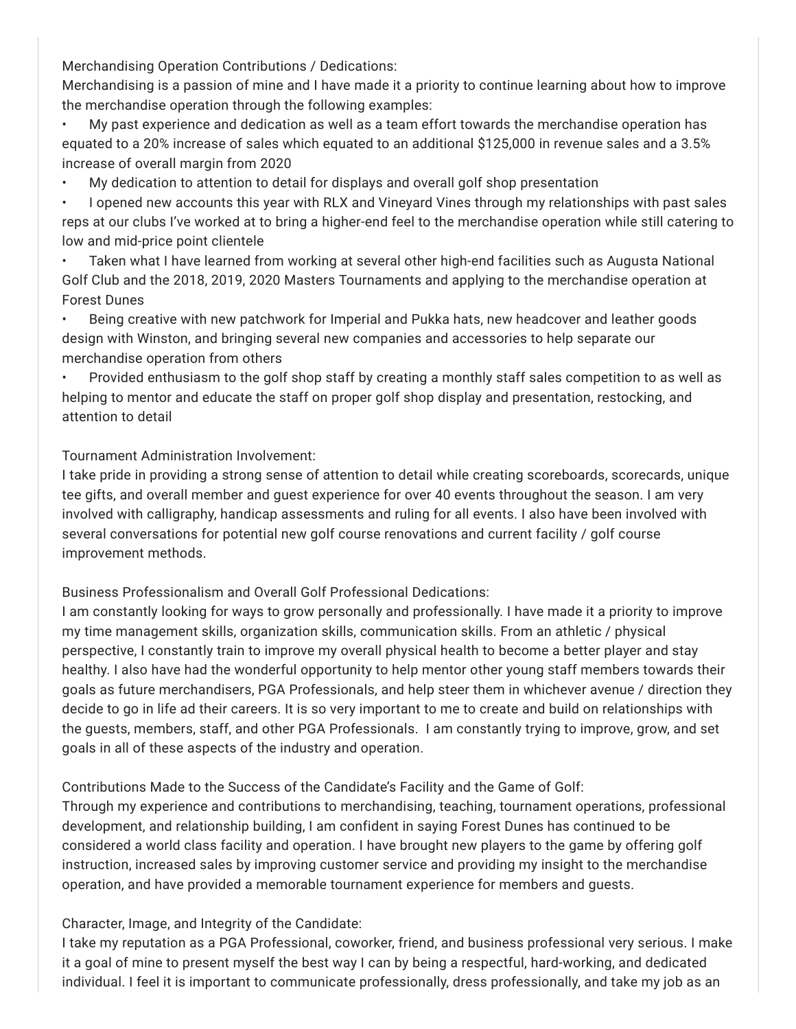Merchandising Operation Contributions / Dedications:
Merchandising is a passion of mine and I have made it a priority to continue learning about how to improve the merchandise operation through the following examples:

- My past experience and dedication as well as a team effort towards the merchandise operation has equated to a 20% increase of sales which equated to an additional $125,000 in revenue sales and a 3.5% increase of overall margin from 2020
- My dedication to attention to detail for displays and overall golf shop presentation
- I opened new accounts this year with RLX and Vineyard Vines through my relationships with past sales reps at our clubs I've worked at to bring a higher-end feel to the merchandise operation while still catering to low and mid-price point clientele
- Taken what I have learned from working at several other high-end facilities such as Augusta National Golf Club and the 2018, 2019, 2020 Masters Tournaments and applying to the merchandise operation at Forest Dunes
- Being creative with new patchwork for Imperial and Pukka hats, new headcover and leather goods design with Winston, and bringing several new companies and accessories to help separate our merchandise operation from others
- Provided enthusiasm to the golf shop staff by creating a monthly staff sales competition to as well as helping to mentor and educate the staff on proper golf shop display and presentation, restocking, and attention to detail

Tournament Administration Involvement:
I take pride in providing a strong sense of attention to detail while creating scoreboards, scorecards, unique tee gifts, and overall member and guest experience for over 40 events throughout the season. I am very involved with calligraphy, handicap assessments and ruling for all events. I also have been involved with several conversations for potential new golf course renovations and current facility / golf course improvement methods.

Business Professionalism and Overall Golf Professional Dedications:
I am constantly looking for ways to grow personally and professionally. I have made it a priority to improve my time management skills, organization skills, communication skills. From an athletic / physical perspective, I constantly train to improve my overall physical health to become a better player and stay healthy. I also have had the wonderful opportunity to help mentor other young staff members towards their goals as future merchandisers, PGA Professionals, and help steer them in whichever avenue / direction they decide to go in life ad their careers. It is so very important to me to create and build on relationships with the guests, members, staff, and other PGA Professionals. I am constantly trying to improve, grow, and set goals in all of these aspects of the industry and operation.

Contributions Made to the Success of the Candidate's Facility and the Game of Golf:
Through my experience and contributions to merchandising, teaching, tournament operations, professional development, and relationship building, I am confident in saying Forest Dunes has continued to be considered a world class facility and operation. I have brought new players to the game by offering golf instruction, increased sales by improving customer service and providing my insight to the merchandise operation, and have provided a memorable tournament experience for members and guests.

Character, Image, and Integrity of the Candidate:
I take my reputation as a PGA Professional, coworker, friend, and business professional very serious. I make it a goal of mine to present myself the best way I can by being a respectful, hard-working, and dedicated individual. I feel it is important to communicate professionally, dress professionally, and take my job as an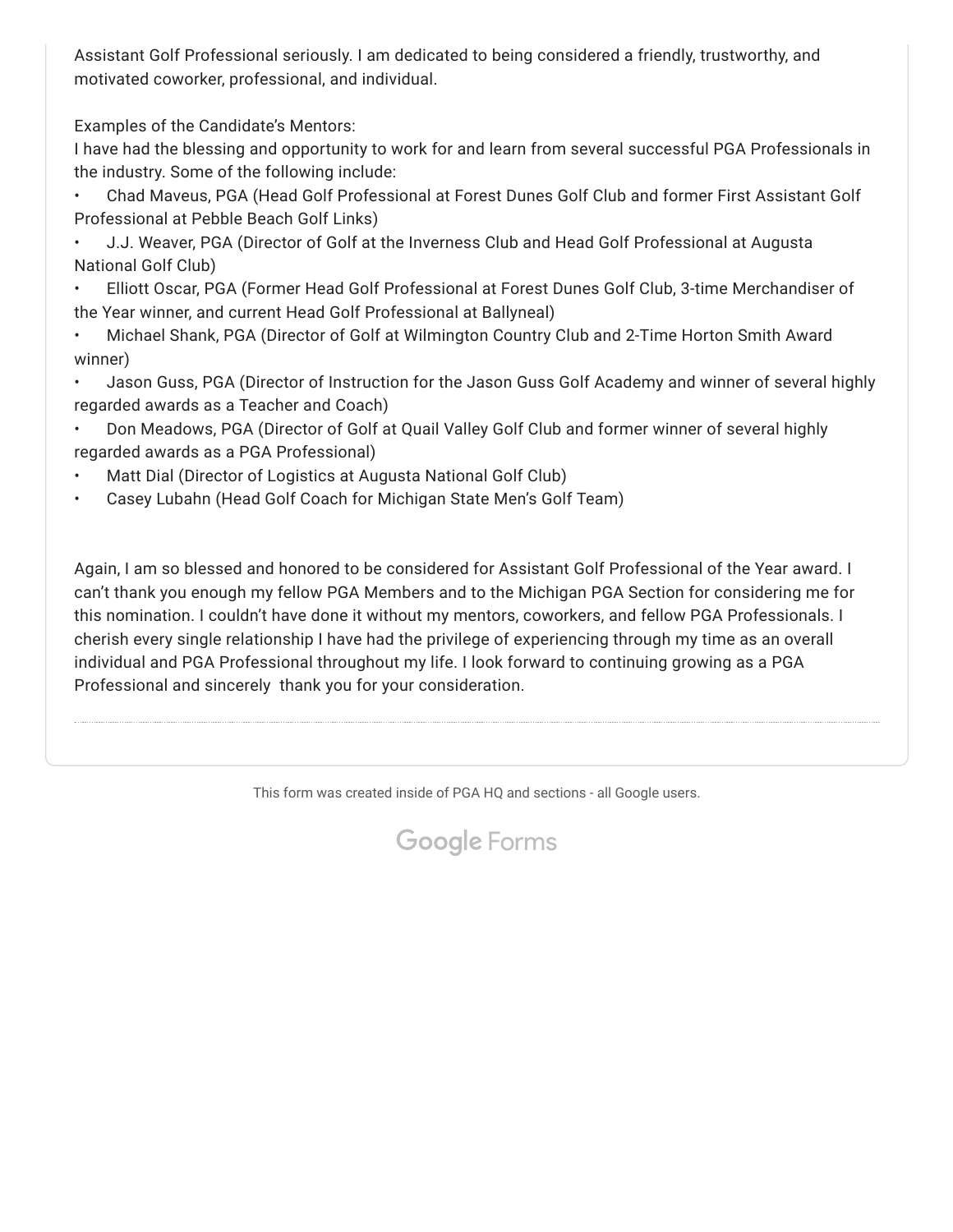Assistant Golf Professional seriously. I am dedicated to being considered a friendly, trustworthy, and motivated coworker, professional, and individual.

Examples of the Candidate's Mentors:
I have had the blessing and opportunity to work for and learn from several successful PGA Professionals in the industry. Some of the following include:

- Chad Maveus, PGA (Head Golf Professional at Forest Dunes Golf Club and former First Assistant Golf Professional at Pebble Beach Golf Links)
- J.J. Weaver, PGA (Director of Golf at the Inverness Club and Head Golf Professional at Augusta National Golf Club)
- Elliott Oscar, PGA (Former Head Golf Professional at Forest Dunes Golf Club, 3-time Merchandiser of the Year winner, and current Head Golf Professional at Ballyneal)
- Michael Shank, PGA (Director of Golf at Wilmington Country Club and 2-Time Horton Smith Award winner)
- Jason Guss, PGA (Director of Instruction for the Jason Guss Golf Academy and winner of several highly regarded awards as a Teacher and Coach)
- Don Meadows, PGA (Director of Golf at Quail Valley Golf Club and former winner of several highly regarded awards as a PGA Professional)
- Matt Dial (Director of Logistics at Augusta National Golf Club)
- Casey Lubahn (Head Golf Coach for Michigan State Men's Golf Team)

Again, I am so blessed and honored to be considered for Assistant Golf Professional of the Year award. I can't thank you enough my fellow PGA Members and to the Michigan PGA Section for considering me for this nomination. I couldn't have done it without my mentors, coworkers, and fellow PGA Professionals. I cherish every single relationship I have had the privilege of experiencing through my time as an overall individual and PGA Professional throughout my life. I look forward to continuing growing as a PGA Professional and sincerely thank you for your consideration.

This form was created inside of PGA HQ and sections - all Google users.

Google Forms